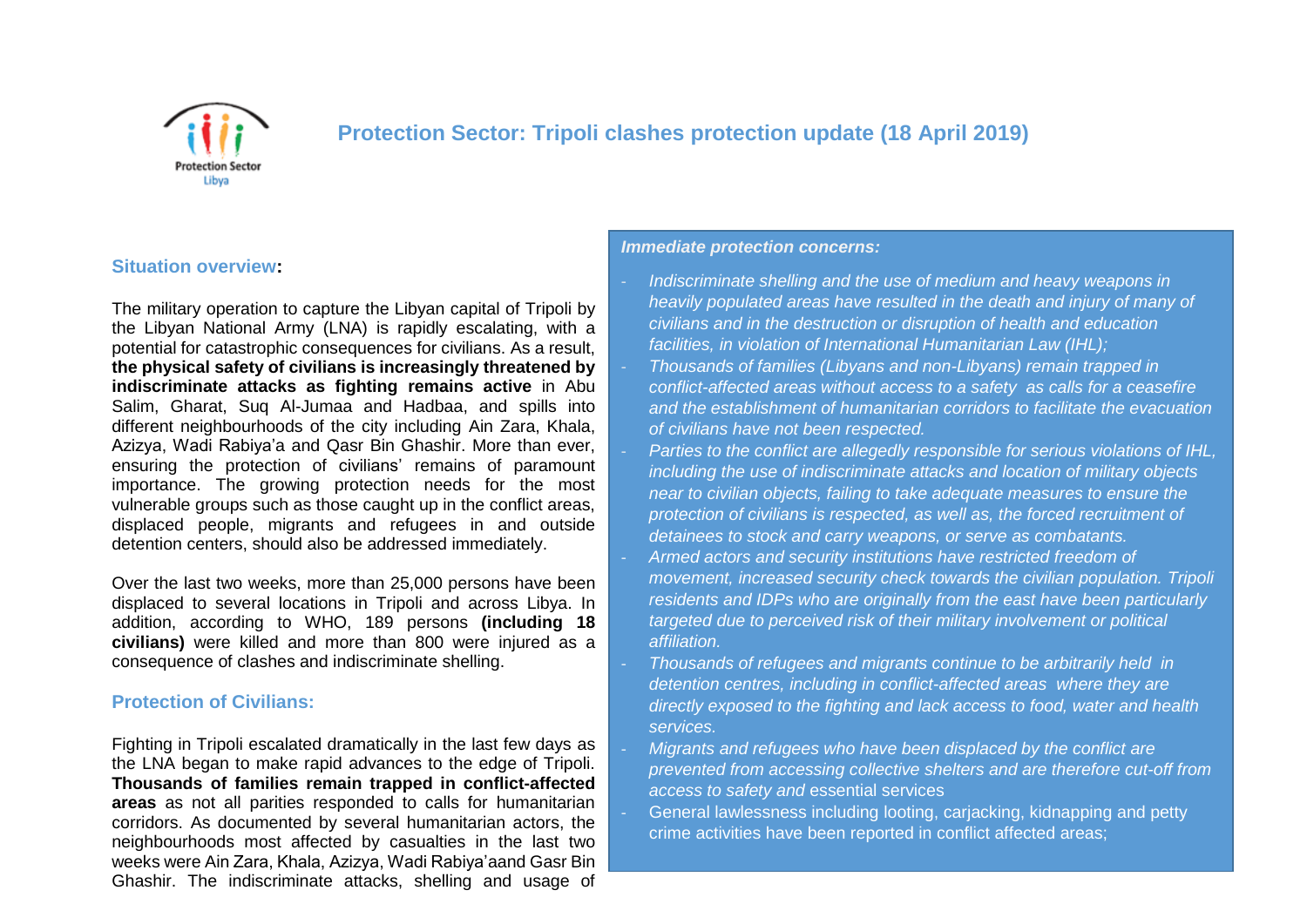# Protection Sector: Tripoli clashes protection update (18 April 2019)

## Situation overview:

The military operation to capture the Libyan capital of Tripoli by the Libyan National Army (LNA) is rapidly escalating, with a potential for catastrophic consequences for civilians. As a result, **the physical safety of civilians is increasingly threatened by indiscriminate attacks as fighting remains active** in Abu Salim, Gharat, Suq Al-Jumaa and Hadbaa, and spills into different neighbourhoods of the city including Ain Zara, Khala, Azizya, Wadi Rabiya'a and Qasr Bin Ghashir. More than ever, ensuring the protection of civilians' remains of paramount importance. The growing protection needs for the most vulnerable groups such as those caught up in the conflict areas, displaced people, migrants and refugees in and outside detention centers, should also be addressed immediately.

Over the last two weeks, more than 25,000 persons have been displaced to several locations in Tripoli and across Libya. In addition, according to WHO, 189 persons **(including 18 civilians)** were killed and more than 800 were injured as a consequence of clashes and indiscriminate shelling.

## Protection of Civilians:

Fighting in Tripoli escalated dramatically in the last few days as the LNA began to make rapid advances to the edge of Tripoli. **Thousands of families remain trapped in conflict-affected areas** as not all parities responded to calls for humanitarian corridors. As documented by several humanitarian actors, the neighbourhoods most affected by casualties in the last two weeks were Ain Zara, Khala, Azizya, Wadi Rabiya'aand Gasr Bin Ghashir. The indiscriminate attacks, shelling and usage of

***Immediate protection concerns:***

- *Indiscriminate shelling and the use of medium and heavy weapons in heavily populated areas have resulted in the death and injury of many of civilians and in the destruction or disruption of health and education facilities, in violation of International Humanitarian Law (IHL);*
- *Thousands of families (Libyans and non-Libyans) remain trapped in conflict-affected areas without access to a safety as calls for a ceasefire and the establishment of humanitarian corridors to facilitate the evacuation of civilians have not been respected.*
- *Parties to the conflict are allegedly responsible for serious violations of IHL, including the use of indiscriminate attacks and location of military objects near to civilian objects, failing to take adequate measures to ensure the protection of civilians is respected, as well as, the forced recruitment of detainees to stock and carry weapons, or serve as combatants.*
- *Armed actors and security institutions have restricted freedom of movement, increased security check towards the civilian population. Tripoli residents and IDPs who are originally from the east have been particularly targeted due to perceived risk of their military involvement or political affiliation.*
- *Thousands of refugees and migrants continue to be arbitrarily held in detention centres, including in conflict-affected areas where they are directly exposed to the fighting and lack access to food, water and health services.*
- *Migrants and refugees who have been displaced by the conflict are prevented from accessing collective shelters and are therefore cut-off from access to safety and* essential services
- General lawlessness including looting, carjacking, kidnapping and petty crime activities have been reported in conflict affected areas;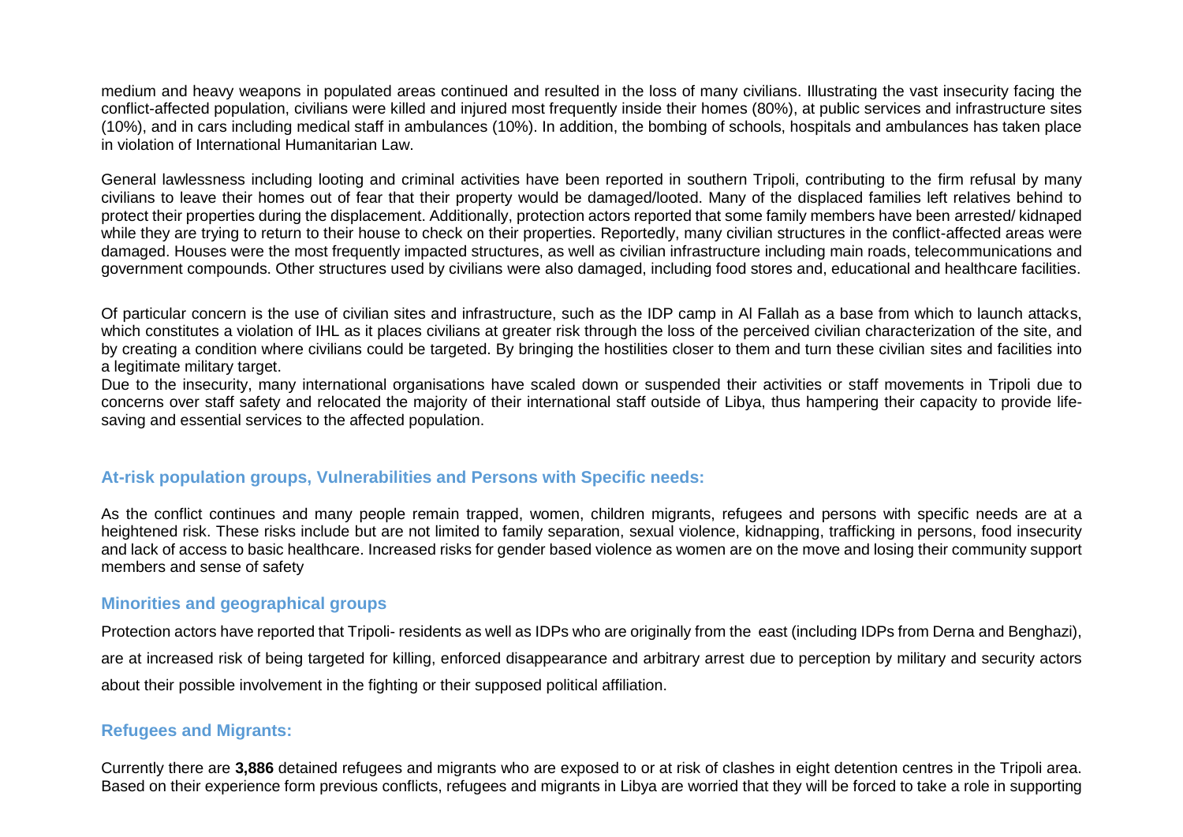medium and heavy weapons in populated areas continued and resulted in the loss of many civilians. Illustrating the vast insecurity facing the conflict-affected population, civilians were killed and injured most frequently inside their homes (80%), at public services and infrastructure sites (10%), and in cars including medical staff in ambulances (10%). In addition, the bombing of schools, hospitals and ambulances has taken place in violation of International Humanitarian Law.

General lawlessness including looting and criminal activities have been reported in southern Tripoli, contributing to the firm refusal by many civilians to leave their homes out of fear that their property would be damaged/looted. Many of the displaced families left relatives behind to protect their properties during the displacement. Additionally, protection actors reported that some family members have been arrested/ kidnaped while they are trying to return to their house to check on their properties. Reportedly, many civilian structures in the conflict-affected areas were damaged. Houses were the most frequently impacted structures, as well as civilian infrastructure including main roads, telecommunications and government compounds. Other structures used by civilians were also damaged, including food stores and, educational and healthcare facilities.

Of particular concern is the use of civilian sites and infrastructure, such as the IDP camp in Al Fallah as a base from which to launch attacks, which constitutes a violation of IHL as it places civilians at greater risk through the loss of the perceived civilian characterization of the site, and by creating a condition where civilians could be targeted. By bringing the hostilities closer to them and turn these civilian sites and facilities into a legitimate military target.

Due to the insecurity, many international organisations have scaled down or suspended their activities or staff movements in Tripoli due to concerns over staff safety and relocated the majority of their international staff outside of Libya, thus hampering their capacity to provide life-saving and essential services to the affected population.

### At-risk population groups, Vulnerabilities and Persons with Specific needs:

As the conflict continues and many people remain trapped, women, children migrants, refugees and persons with specific needs are at a heightened risk. These risks include but are not limited to family separation, sexual violence, kidnapping, trafficking in persons, food insecurity and lack of access to basic healthcare. Increased risks for gender based violence as women are on the move and losing their community support members and sense of safety

### Minorities and geographical groups

Protection actors have reported that Tripoli- residents as well as IDPs who are originally from the east (including IDPs from Derna and Benghazi), are at increased risk of being targeted for killing, enforced disappearance and arbitrary arrest due to perception by military and security actors about their possible involvement in the fighting or their supposed political affiliation.

### Refugees and Migrants:

Currently there are **3,886** detained refugees and migrants who are exposed to or at risk of clashes in eight detention centres in the Tripoli area. Based on their experience form previous conflicts, refugees and migrants in Libya are worried that they will be forced to take a role in supporting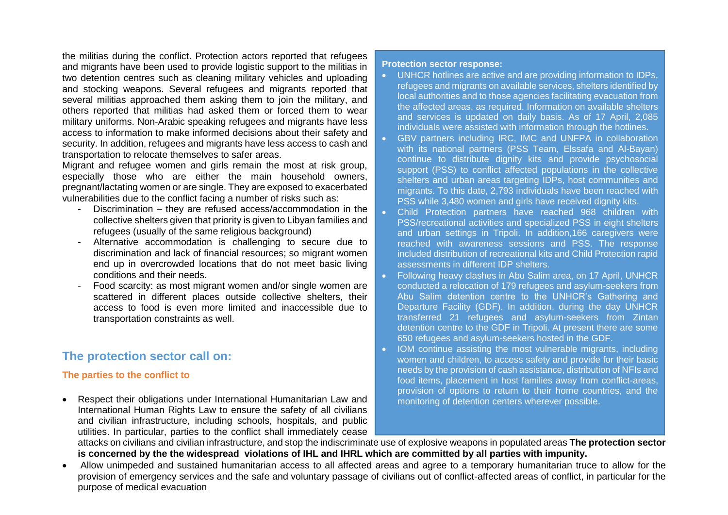the militias during the conflict. Protection actors reported that refugees and migrants have been used to provide logistic support to the militias in two detention centres such as cleaning military vehicles and uploading and stocking weapons. Several refugees and migrants reported that several militias approached them asking them to join the military, and others reported that militias had asked them or forced them to wear military uniforms. Non-Arabic speaking refugees and migrants have less access to information to make informed decisions about their safety and security. In addition, refugees and migrants have less access to cash and transportation to relocate themselves to safer areas.

Migrant and refugee women and girls remain the most at risk group, especially those who are either the main household owners, pregnant/lactating women or are single. They are exposed to exacerbated vulnerabilities due to the conflict facing a number of risks such as:

- Discrimination – they are refused access/accommodation in the collective shelters given that priority is given to Libyan families and refugees (usually of the same religious background)
- Alternative accommodation is challenging to secure due to discrimination and lack of financial resources; so migrant women end up in overcrowded locations that do not meet basic living conditions and their needs.
- Food scarcity: as most migrant women and/or single women are scattered in different places outside collective shelters, their access to food is even more limited and inaccessible due to transportation constraints as well.

**Protection sector response:**

- UNHCR hotlines are active and are providing information to IDPs, refugees and migrants on available services, shelters identified by local authorities and to those agencies facilitating evacuation from the affected areas, as required. Information on available shelters and services is updated on daily basis. As of 17 April, 2,085 individuals were assisted with information through the hotlines.
- GBV partners including IRC, IMC and UNFPA in collaboration with its national partners (PSS Team, Elssafa and Al-Bayan) continue to distribute dignity kits and provide psychosocial support (PSS) to conflict affected populations in the collective shelters and urban areas targeting IDPs, host communities and migrants. To this date, 2,793 individuals have been reached with PSS while 3,480 women and girls have received dignity kits.
- Child Protection partners have reached 968 children with PSS/recreational activities and specialized PSS in eight shelters and urban settings in Tripoli. In addition,166 caregivers were reached with awareness sessions and PSS. The response included distribution of recreational kits and Child Protection rapid assessments in different IDP shelters.
- Following heavy clashes in Abu Salim area, on 17 April, UNHCR conducted a relocation of 179 refugees and asylum-seekers from Abu Salim detention centre to the UNHCR's Gathering and Departure Facility (GDF). In addition, during the day UNHCR transferred 21 refugees and asylum-seekers from Zintan detention centre to the GDF in Tripoli. At present there are some 650 refugees and asylum-seekers hosted in the GDF.
- IOM continue assisting the most vulnerable migrants, including women and children, to access safety and provide for their basic needs by the provision of cash assistance, distribution of NFIs and food items, placement in host families away from conflict-areas, provision of options to return to their home countries, and the monitoring of detention centers wherever possible.

## The protection sector call on:

### The parties to the conflict to

- Respect their obligations under International Humanitarian Law and International Human Rights Law to ensure the safety of all civilians and civilian infrastructure, including schools, hospitals, and public utilities. In particular, parties to the conflict shall immediately cease attacks on civilians and civilian infrastructure, and stop the indiscriminate use of explosive weapons in populated areas **The protection sector is concerned by the the widespread violations of IHL and IHRL which are committed by all parties with impunity.**
- Allow unimpeded and sustained humanitarian access to all affected areas and agree to a temporary humanitarian truce to allow for the provision of emergency services and the safe and voluntary passage of civilians out of conflict-affected areas of conflict, in particular for the purpose of medical evacuation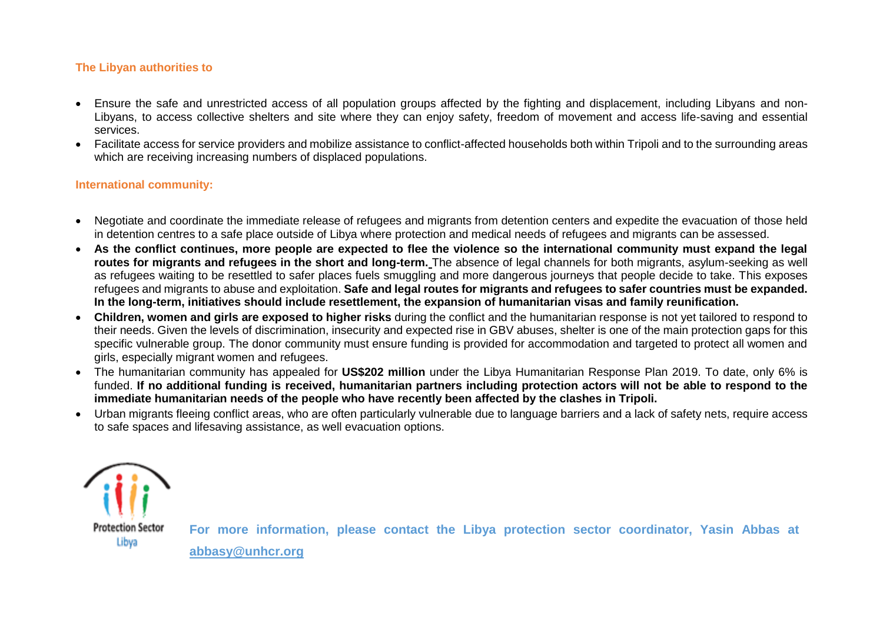**The Libyan authorities to**

- Ensure the safe and unrestricted access of all population groups affected by the fighting and displacement, including Libyans and non-Libyans, to access collective shelters and site where they can enjoy safety, freedom of movement and access life-saving and essential services.
- Facilitate access for service providers and mobilize assistance to conflict-affected households both within Tripoli and to the surrounding areas which are receiving increasing numbers of displaced populations.

**International community:**

- Negotiate and coordinate the immediate release of refugees and migrants from detention centers and expedite the evacuation of those held in detention centres to a safe place outside of Libya where protection and medical needs of refugees and migrants can be assessed.
- **As the conflict continues, more people are expected to flee the violence so the international community must expand the legal routes for migrants and refugees in the short and long-term.** The absence of legal channels for both migrants, asylum-seeking as well as refugees waiting to be resettled to safer places fuels smuggling and more dangerous journeys that people decide to take. This exposes refugees and migrants to abuse and exploitation. **Safe and legal routes for migrants and refugees to safer countries must be expanded. In the long-term, initiatives should include resettlement, the expansion of humanitarian visas and family reunification.**
- **Children, women and girls are exposed to higher risks** during the conflict and the humanitarian response is not yet tailored to respond to their needs. Given the levels of discrimination, insecurity and expected rise in GBV abuses, shelter is one of the main protection gaps for this specific vulnerable group. The donor community must ensure funding is provided for accommodation and targeted to protect all women and girls, especially migrant women and refugees.
- The humanitarian community has appealed for **US$202 million** under the Libya Humanitarian Response Plan 2019. To date, only 6% is funded. **If no additional funding is received, humanitarian partners including protection actors will not be able to respond to the immediate humanitarian needs of the people who have recently been affected by the clashes in Tripoli.**
- Urban migrants fleeing conflict areas, who are often particularly vulnerable due to language barriers and a lack of safety nets, require access to safe spaces and lifesaving assistance, as well evacuation options.

Protection Sector
Libya

**For more information, please contact the Libya protection sector coordinator, Yasin Abbas at [abbasy@unhcr.org](mailto:abbasy@unhcr.org)**